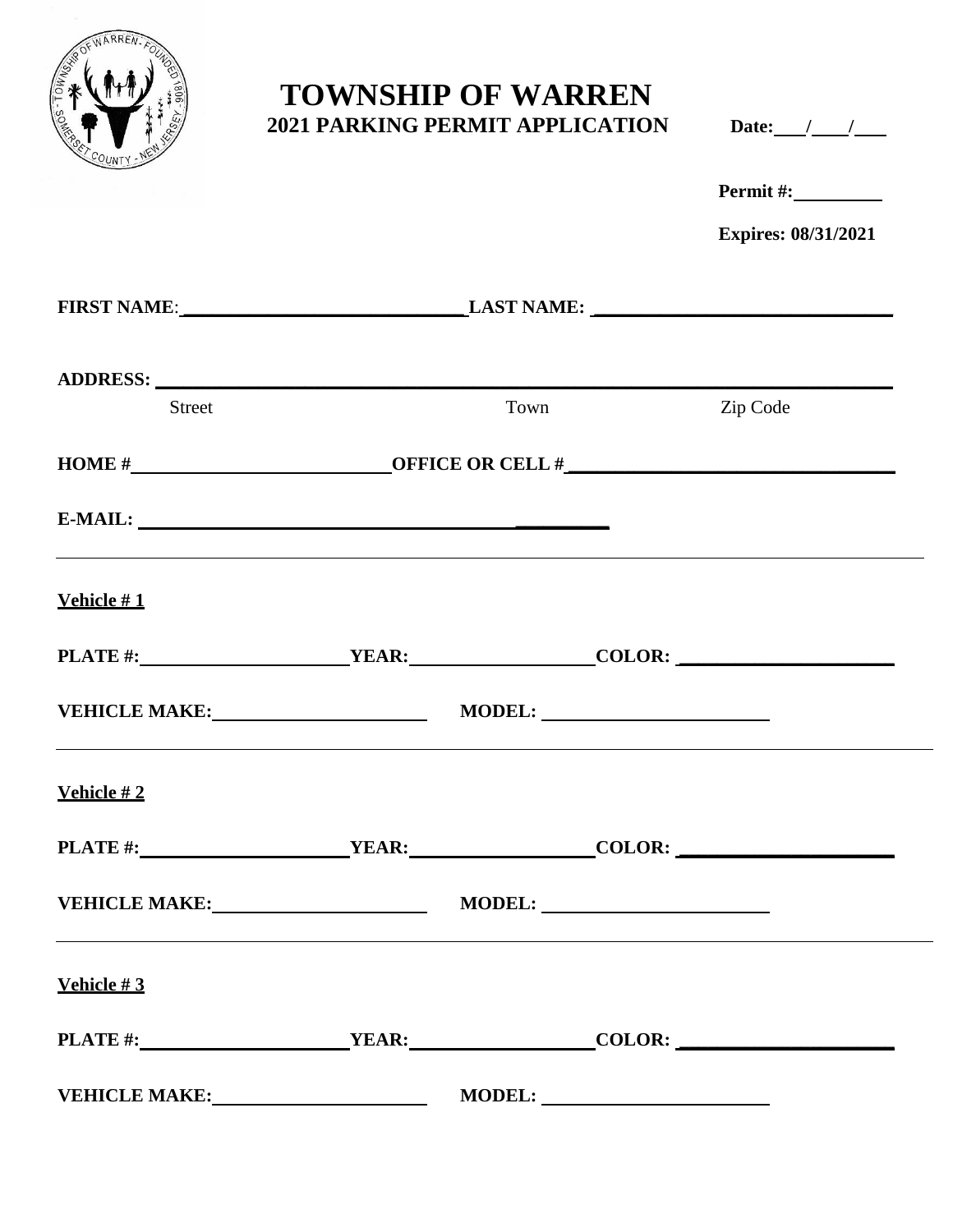# TOWNSHIP OF WARREN

## 2021 PARKING PERMIT APPLICATION

**Date:** ___/___/___

**Permit #:** __________

**Expires: 08/31/2021**

**FIRST NAME**: ______________________________ **LAST NAME:** ______________________________

**ADDRESS:** __________________________________________________________________________
Street                                        Town                                        Zip Code

**HOME #** ____________________________ **OFFICE OR CELL #** ________________________________

**E-MAIL:** ______________________________________________

---

**Vehicle # 1**

**PLATE #:** ______________________ **YEAR:** ____________________ **COLOR:** ______________________

**VEHICLE MAKE:** ______________________ **MODEL:** ______________________

---

**Vehicle # 2**

**PLATE #:** ______________________ **YEAR:** ____________________ **COLOR:** ______________________

**VEHICLE MAKE:** ______________________ **MODEL:** ______________________

---

**Vehicle # 3**

**PLATE #:** ______________________ **YEAR:** ____________________ **COLOR:** ______________________

**VEHICLE MAKE:** ______________________ **MODEL:** ______________________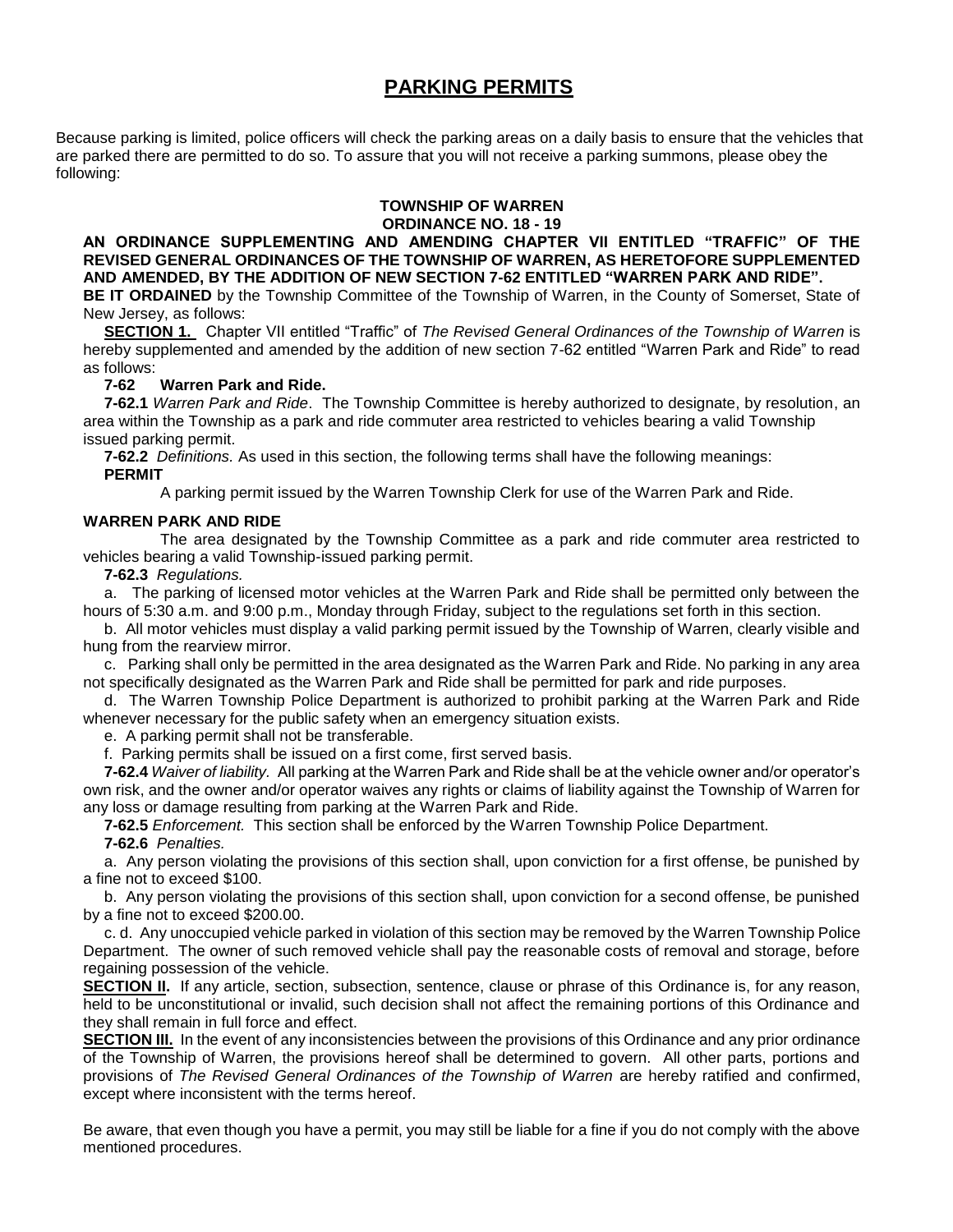# PARKING PERMITS

Because parking is limited, police officers will check the parking areas on a daily basis to ensure that the vehicles that are parked there are permitted to do so. To assure that you will not receive a parking summons, please obey the following:

**TOWNSHIP OF WARREN**
**ORDINANCE NO. 18 - 19**

**AN ORDINANCE SUPPLEMENTING AND AMENDING CHAPTER VII ENTITLED "TRAFFIC" OF THE REVISED GENERAL ORDINANCES OF THE TOWNSHIP OF WARREN, AS HERETOFORE SUPPLEMENTED AND AMENDED, BY THE ADDITION OF NEW SECTION 7-62 ENTITLED "WARREN PARK AND RIDE".**

**BE IT ORDAINED** by the Township Committee of the Township of Warren, in the County of Somerset, State of New Jersey, as follows:

**SECTION 1.** Chapter VII entitled "Traffic" of *The Revised General Ordinances of the Township of Warren* is hereby supplemented and amended by the addition of new section 7-62 entitled "Warren Park and Ride" to read as follows:

**7-62 Warren Park and Ride.**

**7-62.1** *Warren Park and Ride*. The Township Committee is hereby authorized to designate, by resolution, an area within the Township as a park and ride commuter area restricted to vehicles bearing a valid Township issued parking permit.

**7-62.2** *Definitions.* As used in this section, the following terms shall have the following meanings:

**PERMIT**

A parking permit issued by the Warren Township Clerk for use of the Warren Park and Ride.

**WARREN PARK AND RIDE**

The area designated by the Township Committee as a park and ride commuter area restricted to vehicles bearing a valid Township-issued parking permit.

**7-62.3** *Regulations.*

a. The parking of licensed motor vehicles at the Warren Park and Ride shall be permitted only between the hours of 5:30 a.m. and 9:00 p.m., Monday through Friday, subject to the regulations set forth in this section.

b. All motor vehicles must display a valid parking permit issued by the Township of Warren, clearly visible and hung from the rearview mirror.

c. Parking shall only be permitted in the area designated as the Warren Park and Ride. No parking in any area not specifically designated as the Warren Park and Ride shall be permitted for park and ride purposes.

d. The Warren Township Police Department is authorized to prohibit parking at the Warren Park and Ride whenever necessary for the public safety when an emergency situation exists.

e. A parking permit shall not be transferable.

f. Parking permits shall be issued on a first come, first served basis.

**7-62.4** *Waiver of liability.* All parking at the Warren Park and Ride shall be at the vehicle owner and/or operator's own risk, and the owner and/or operator waives any rights or claims of liability against the Township of Warren for any loss or damage resulting from parking at the Warren Park and Ride.

**7-62.5** *Enforcement.* This section shall be enforced by the Warren Township Police Department.

**7-62.6** *Penalties.*

a. Any person violating the provisions of this section shall, upon conviction for a first offense, be punished by a fine not to exceed $100.

b. Any person violating the provisions of this section shall, upon conviction for a second offense, be punished by a fine not to exceed $200.00.

c. d. Any unoccupied vehicle parked in violation of this section may be removed by the Warren Township Police Department. The owner of such removed vehicle shall pay the reasonable costs of removal and storage, before regaining possession of the vehicle.

**SECTION II.** If any article, section, subsection, sentence, clause or phrase of this Ordinance is, for any reason, held to be unconstitutional or invalid, such decision shall not affect the remaining portions of this Ordinance and they shall remain in full force and effect.

**SECTION III.** In the event of any inconsistencies between the provisions of this Ordinance and any prior ordinance of the Township of Warren, the provisions hereof shall be determined to govern. All other parts, portions and provisions of *The Revised General Ordinances of the Township of Warren* are hereby ratified and confirmed, except where inconsistent with the terms hereof.

Be aware, that even though you have a permit, you may still be liable for a fine if you do not comply with the above mentioned procedures.